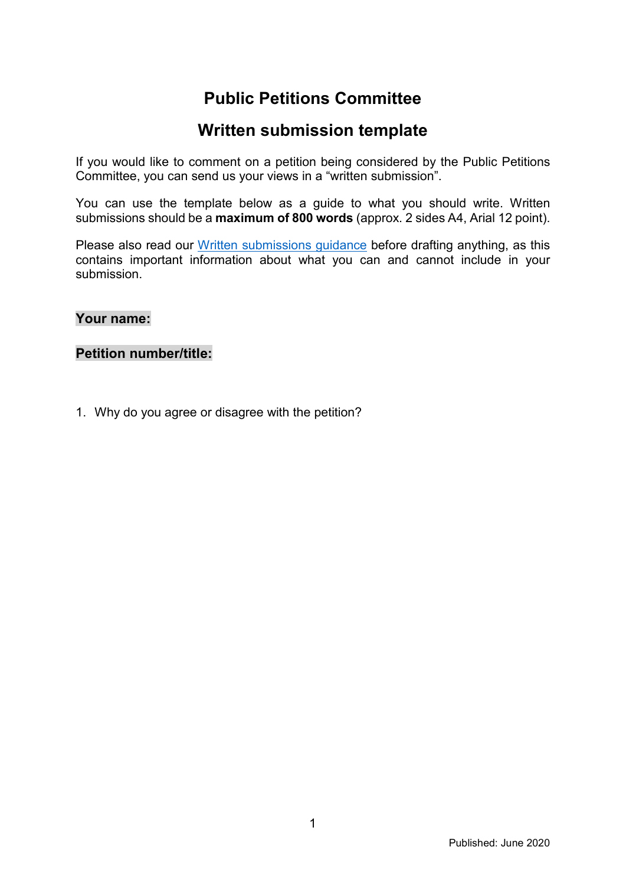# Public Petitions Committee

## Written submission template

If you would like to comment on a petition being considered by the Public Petitions Committee, you can send us your views in a "written submission".

You can use the template below as a guide to what you should write. Written submissions should be a **maximum of 800 words** (approx. 2 sides A4, Arial 12 point).

Please also read our [Written submissions guidance]() before drafting anything, as this contains important information about what you can and cannot include in your submission.

**Your name:**

**Petition number/title:**

1. Why do you agree or disagree with the petition?

Published: June 2020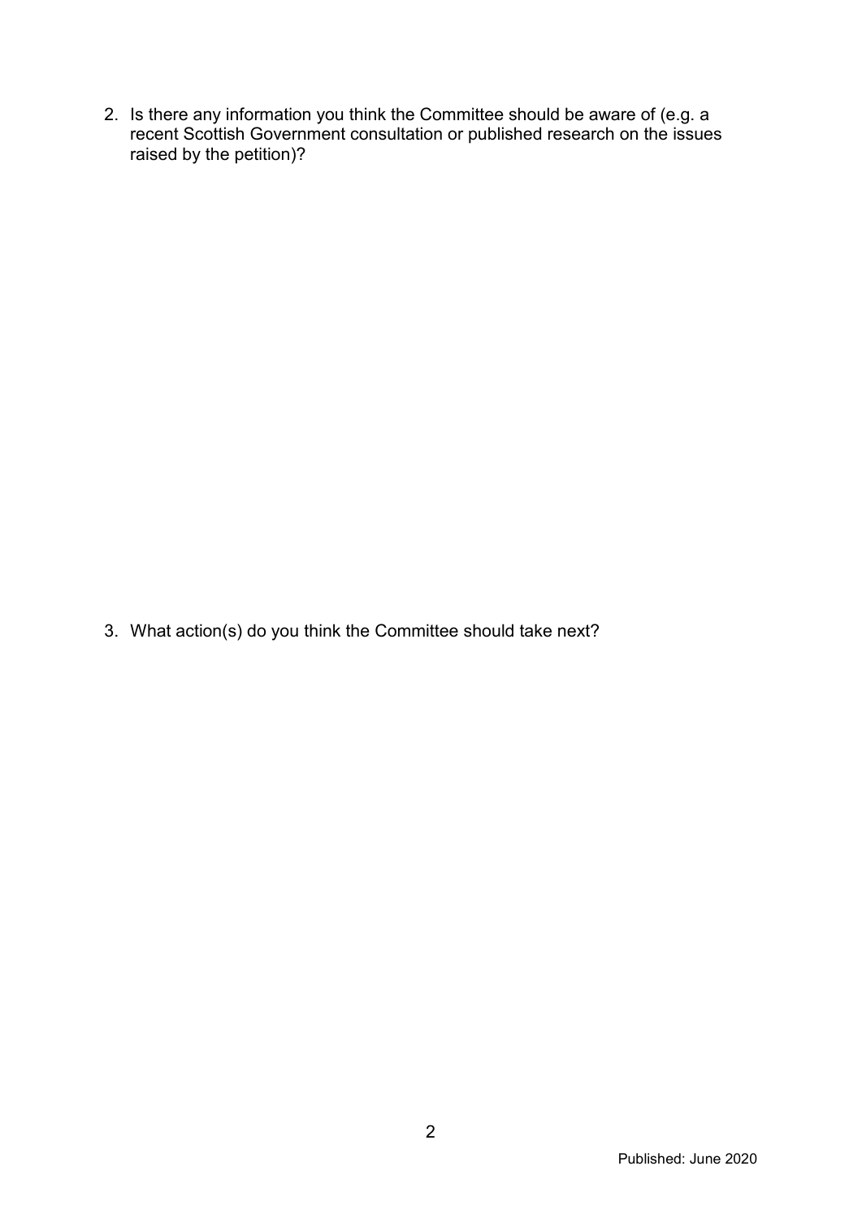2. Is there any information you think the Committee should be aware of (e.g. a recent Scottish Government consultation or published research on the issues raised by the petition)?

3. What action(s) do you think the Committee should take next?

Published: June 2020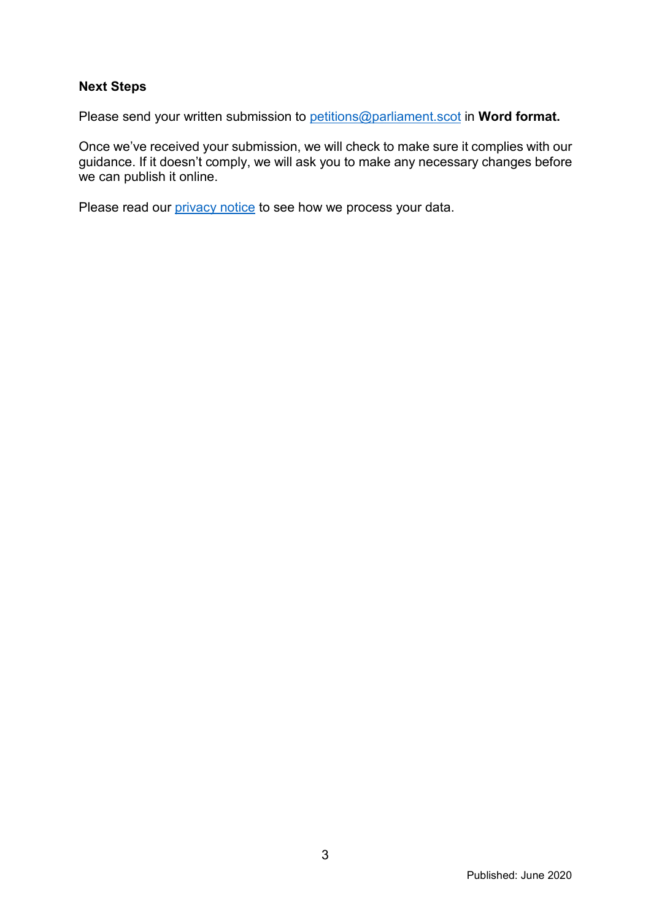**Next Steps**

Please send your written submission to petitions@parliament.scot in **Word format.**

Once we've received your submission, we will check to make sure it complies with our guidance. If it doesn't comply, we will ask you to make any necessary changes before we can publish it online.

Please read our privacy notice to see how we process your data.

Published: June 2020